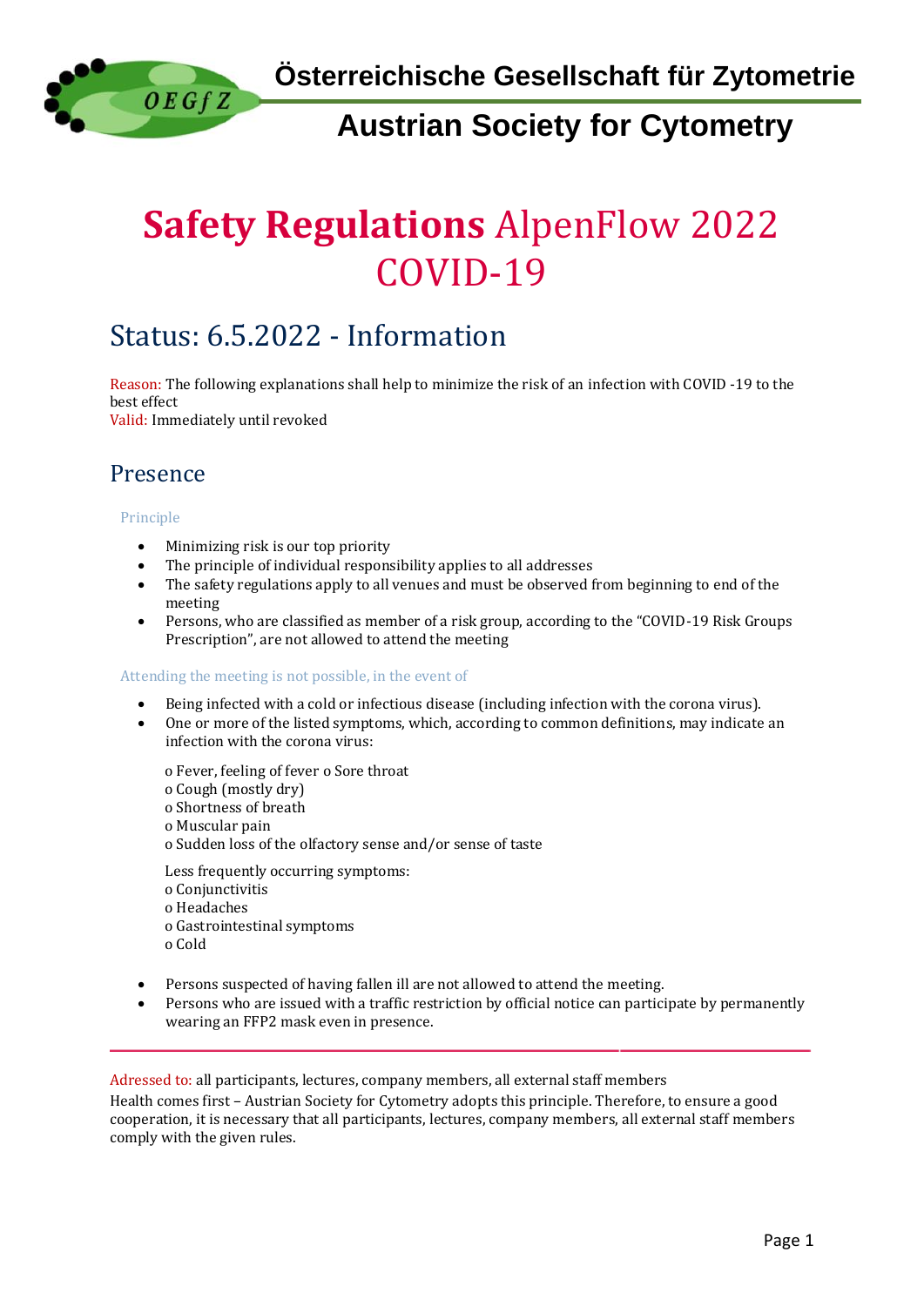Österreichische Gesellschaft für Zytometrie

Austrian Society for Cytometry

# **Safety Regulations** AlpenFlow 2022 COVID-19

## Status: 6.5.2022 - Information

Reason: The following explanations shall help to minimize the risk of an infection with COVID -19 to the best effect
Valid: Immediately until revoked

## Presence

### Principle

- Minimizing risk is our top priority
- The principle of individual responsibility applies to all addresses
- The safety regulations apply to all venues and must be observed from beginning to end of the meeting
- Persons, who are classified as member of a risk group, according to the "COVID-19 Risk Groups Prescription", are not allowed to attend the meeting

### Attending the meeting is not possible, in the event of

- Being infected with a cold or infectious disease (including infection with the corona virus).
- One or more of the listed symptoms, which, according to common definitions, may indicate an infection with the corona virus:

  o Fever, feeling of fever o Sore throat
  o Cough (mostly dry)
  o Shortness of breath
  o Muscular pain
  o Sudden loss of the olfactory sense and/or sense of taste

  Less frequently occurring symptoms:
  o Conjunctivitis
  o Headaches
  o Gastrointestinal symptoms
  o Cold

- Persons suspected of having fallen ill are not allowed to attend the meeting.
- Persons who are issued with a traffic restriction by official notice can participate by permanently wearing an FFP2 mask even in presence.

---

Adressed to: all participants, lectures, company members, all external staff members
Health comes first – Austrian Society for Cytometry adopts this principle. Therefore, to ensure a good cooperation, it is necessary that all participants, lectures, company members, all external staff members comply with the given rules.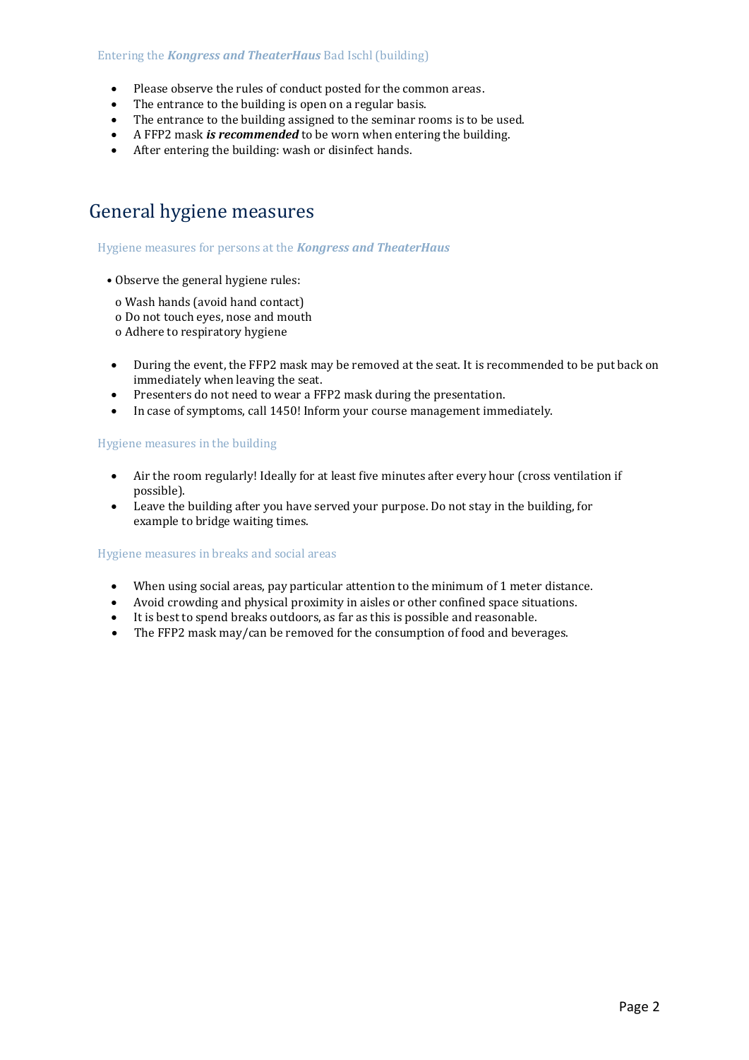### Entering the ***Kongress and TheaterHaus*** Bad Ischl (building)

- Please observe the rules of conduct posted for the common areas.
- The entrance to the building is open on a regular basis.
- The entrance to the building assigned to the seminar rooms is to be used.
- A FFP2 mask ***is recommended*** to be worn when entering the building.
- After entering the building: wash or disinfect hands.

## General hygiene measures

### Hygiene measures for persons at the ***Kongress and TheaterHaus***

- Observe the general hygiene rules:
  - Wash hands (avoid hand contact)
  - Do not touch eyes, nose and mouth
  - Adhere to respiratory hygiene

- During the event, the FFP2 mask may be removed at the seat. It is recommended to be put back on immediately when leaving the seat.
- Presenters do not need to wear a FFP2 mask during the presentation.
- In case of symptoms, call 1450! Inform your course management immediately.

### Hygiene measures in the building

- Air the room regularly! Ideally for at least five minutes after every hour (cross ventilation if possible).
- Leave the building after you have served your purpose. Do not stay in the building, for example to bridge waiting times.

### Hygiene measures in breaks and social areas

- When using social areas, pay particular attention to the minimum of 1 meter distance.
- Avoid crowding and physical proximity in aisles or other confined space situations.
- It is best to spend breaks outdoors, as far as this is possible and reasonable.
- The FFP2 mask may/can be removed for the consumption of food and beverages.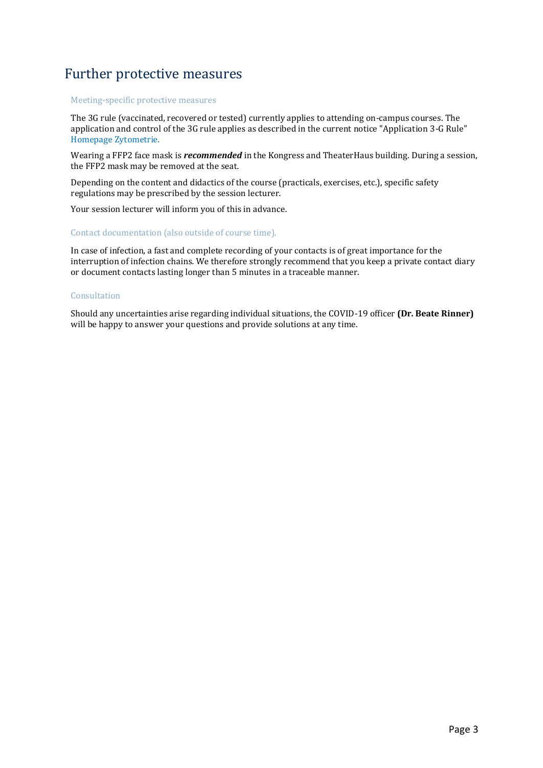# Further protective measures

### Meeting-specific protective measures

The 3G rule (vaccinated, recovered or tested) currently applies to attending on-campus courses. The application and control of the 3G rule applies as described in the current notice "Application 3-G Rule" Homepage Zytometrie.

Wearing a FFP2 face mask is ***recommended*** in the Kongress and TheaterHaus building. During a session, the FFP2 mask may be removed at the seat.

Depending on the content and didactics of the course (practicals, exercises, etc.), specific safety regulations may be prescribed by the session lecturer.

Your session lecturer will inform you of this in advance.

### Contact documentation (also outside of course time).

In case of infection, a fast and complete recording of your contacts is of great importance for the interruption of infection chains. We therefore strongly recommend that you keep a private contact diary or document contacts lasting longer than 5 minutes in a traceable manner.

### Consultation

Should any uncertainties arise regarding individual situations, the COVID-19 officer **(Dr. Beate Rinner)** will be happy to answer your questions and provide solutions at any time.